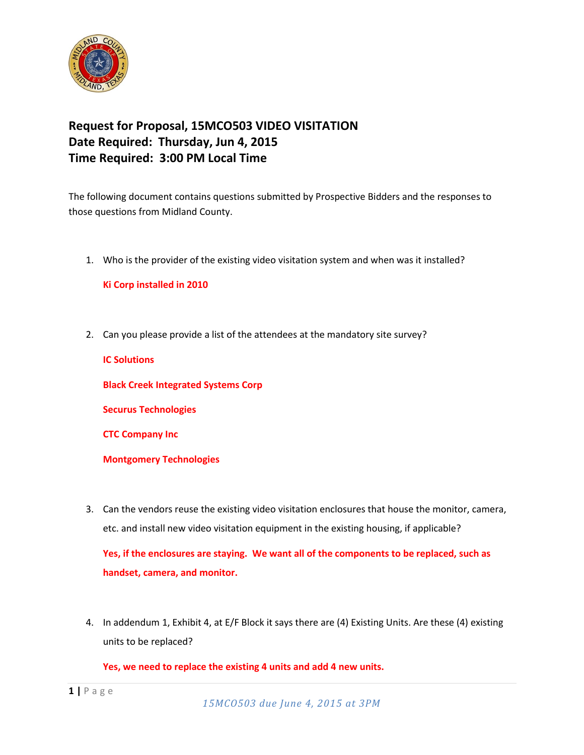# Request for Proposal, 15MCO503 VIDEO VISITATION
# Date Required: Thursday, Jun 4, 2015
# Time Required: 3:00 PM Local Time

The following document contains questions submitted by Prospective Bidders and the responses to those questions from Midland County.

1. Who is the provider of the existing video visitation system and when was it installed?

   **Ki Corp installed in 2010**

2. Can you please provide a list of the attendees at the mandatory site survey?

   **IC Solutions**

   **Black Creek Integrated Systems Corp**

   **Securus Technologies**

   **CTC Company Inc**

   **Montgomery Technologies**

3. Can the vendors reuse the existing video visitation enclosures that house the monitor, camera, etc. and install new video visitation equipment in the existing housing, if applicable?

   **Yes, if the enclosures are staying. We want all of the components to be replaced, such as handset, camera, and monitor.**

4. In addendum 1, Exhibit 4, at E/F Block it says there are (4) Existing Units. Are these (4) existing units to be replaced?

   **Yes, we need to replace the existing 4 units and add 4 new units.**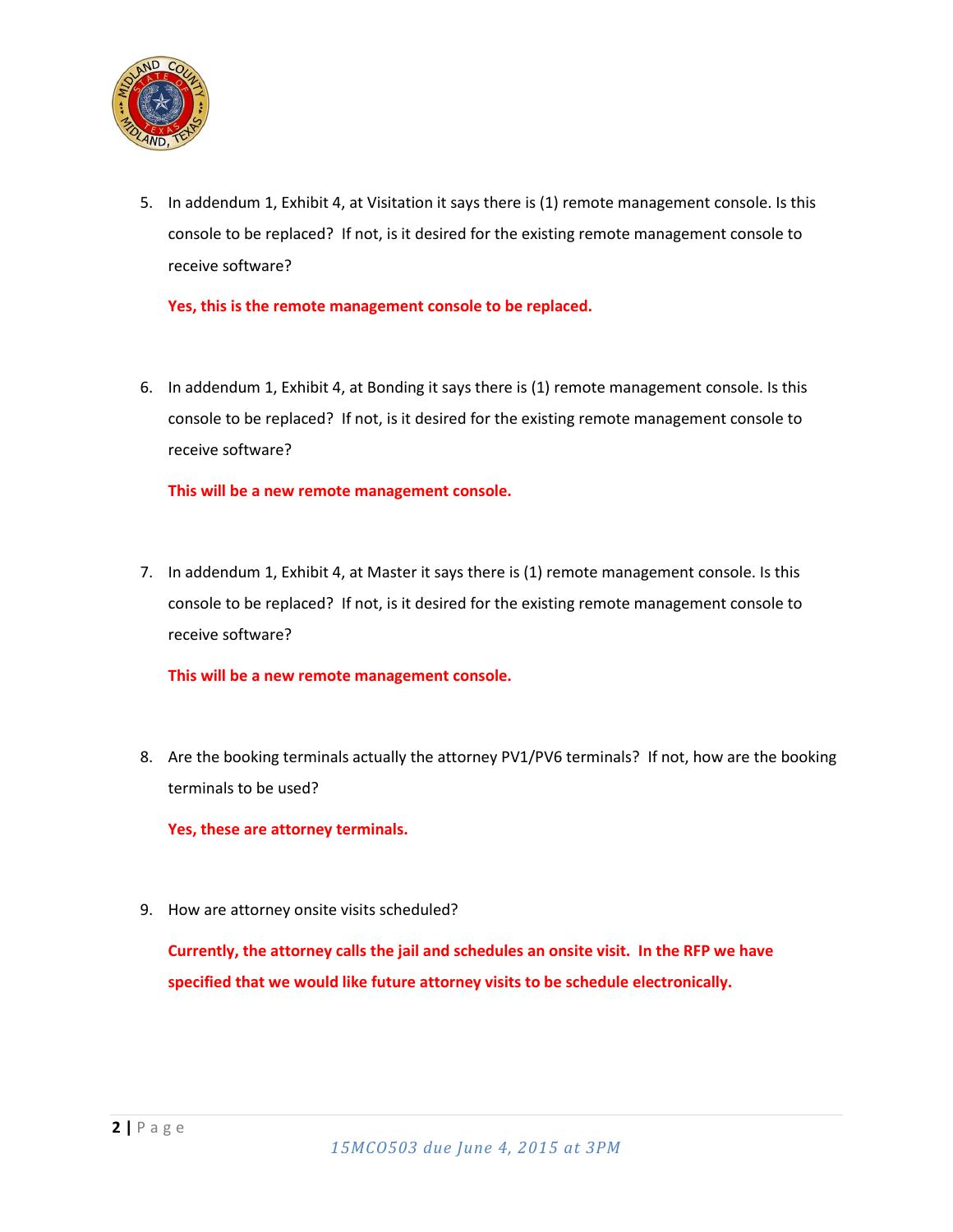5. In addendum 1, Exhibit 4, at Visitation it says there is (1) remote management console. Is this console to be replaced? If not, is it desired for the existing remote management console to receive software?

   **Yes, this is the remote management console to be replaced.**

6. In addendum 1, Exhibit 4, at Bonding it says there is (1) remote management console. Is this console to be replaced? If not, is it desired for the existing remote management console to receive software?

   **This will be a new remote management console.**

7. In addendum 1, Exhibit 4, at Master it says there is (1) remote management console. Is this console to be replaced? If not, is it desired for the existing remote management console to receive software?

   **This will be a new remote management console.**

8. Are the booking terminals actually the attorney PV1/PV6 terminals? If not, how are the booking terminals to be used?

   **Yes, these are attorney terminals.**

9. How are attorney onsite visits scheduled?

   **Currently, the attorney calls the jail and schedules an onsite visit. In the RFP we have specified that we would like future attorney visits to be schedule electronically.**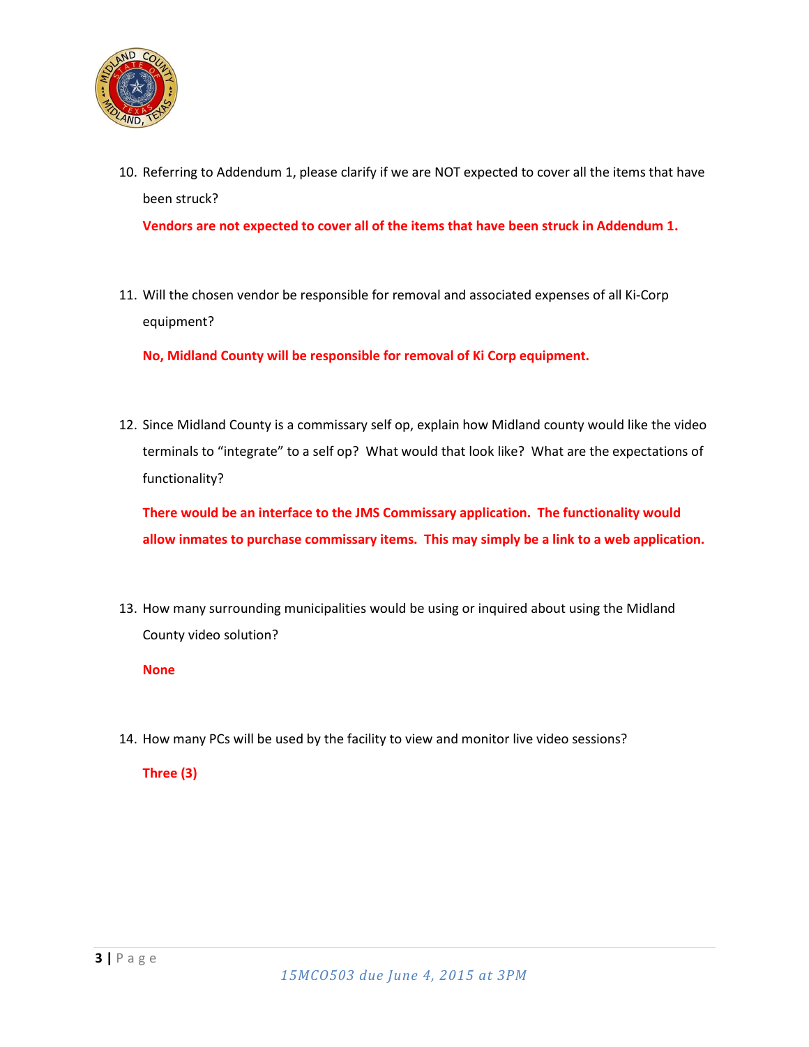10. Referring to Addendum 1, please clarify if we are NOT expected to cover all the items that have been struck?

    **Vendors are not expected to cover all of the items that have been struck in Addendum 1.**

11. Will the chosen vendor be responsible for removal and associated expenses of all Ki-Corp equipment?

    **No, Midland County will be responsible for removal of Ki Corp equipment.**

12. Since Midland County is a commissary self op, explain how Midland county would like the video terminals to "integrate" to a self op? What would that look like? What are the expectations of functionality?

    **There would be an interface to the JMS Commissary application. The functionality would allow inmates to purchase commissary items. This may simply be a link to a web application.**

13. How many surrounding municipalities would be using or inquired about using the Midland County video solution?

    **None**

14. How many PCs will be used by the facility to view and monitor live video sessions?

    **Three (3)**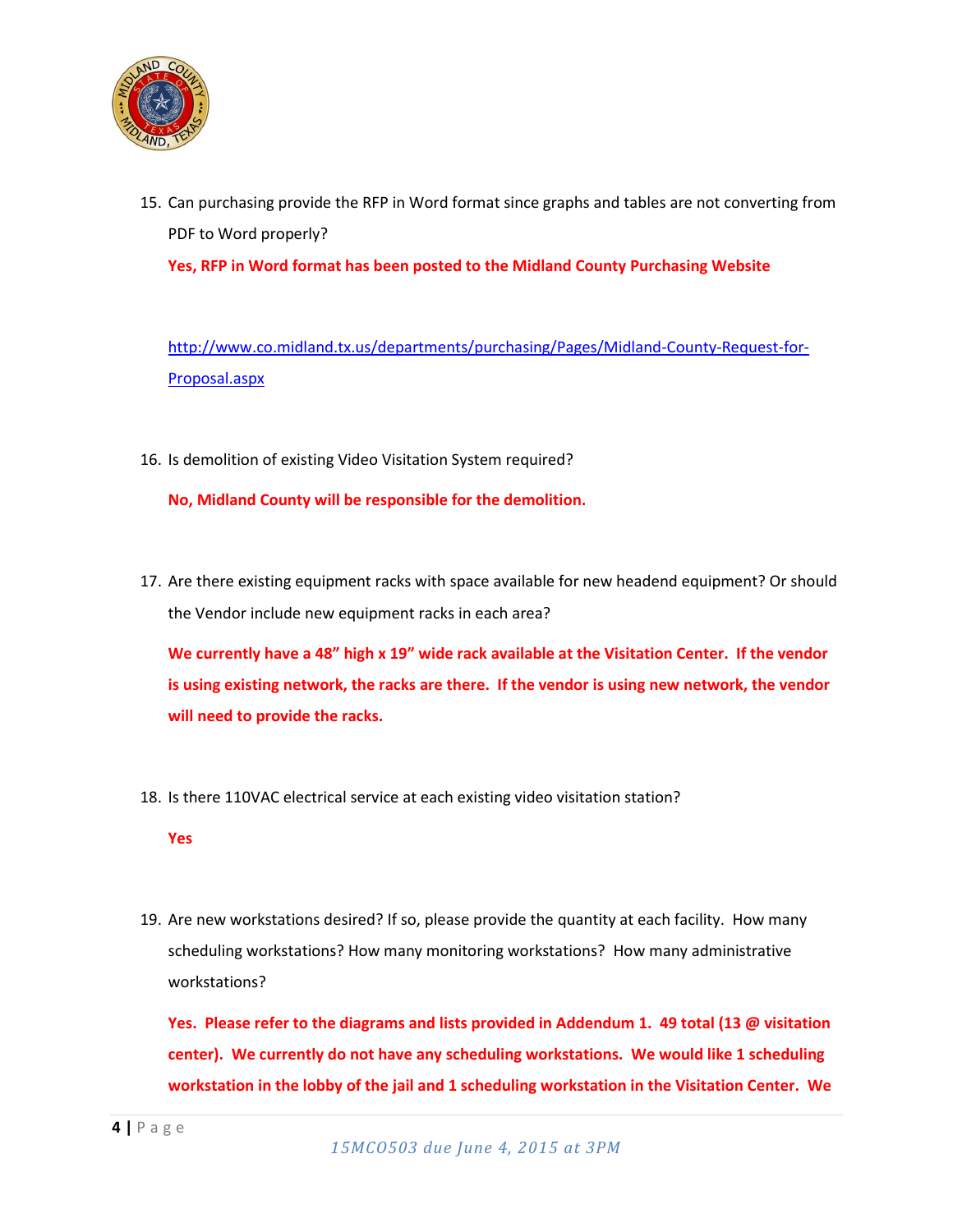15. Can purchasing provide the RFP in Word format since graphs and tables are not converting from PDF to Word properly?

    **Yes, RFP in Word format has been posted to the Midland County Purchasing Website**

    http://www.co.midland.tx.us/departments/purchasing/Pages/Midland-County-Request-for-Proposal.aspx

16. Is demolition of existing Video Visitation System required?

    **No, Midland County will be responsible for the demolition.**

17. Are there existing equipment racks with space available for new headend equipment? Or should the Vendor include new equipment racks in each area?

    **We currently have a 48" high x 19" wide rack available at the Visitation Center. If the vendor is using existing network, the racks are there. If the vendor is using new network, the vendor will need to provide the racks.**

18. Is there 110VAC electrical service at each existing video visitation station?

    **Yes**

19. Are new workstations desired? If so, please provide the quantity at each facility. How many scheduling workstations? How many monitoring workstations? How many administrative workstations?

    **Yes. Please refer to the diagrams and lists provided in Addendum 1. 49 total (13 @ visitation center). We currently do not have any scheduling workstations. We would like 1 scheduling workstation in the lobby of the jail and 1 scheduling workstation in the Visitation Center. We**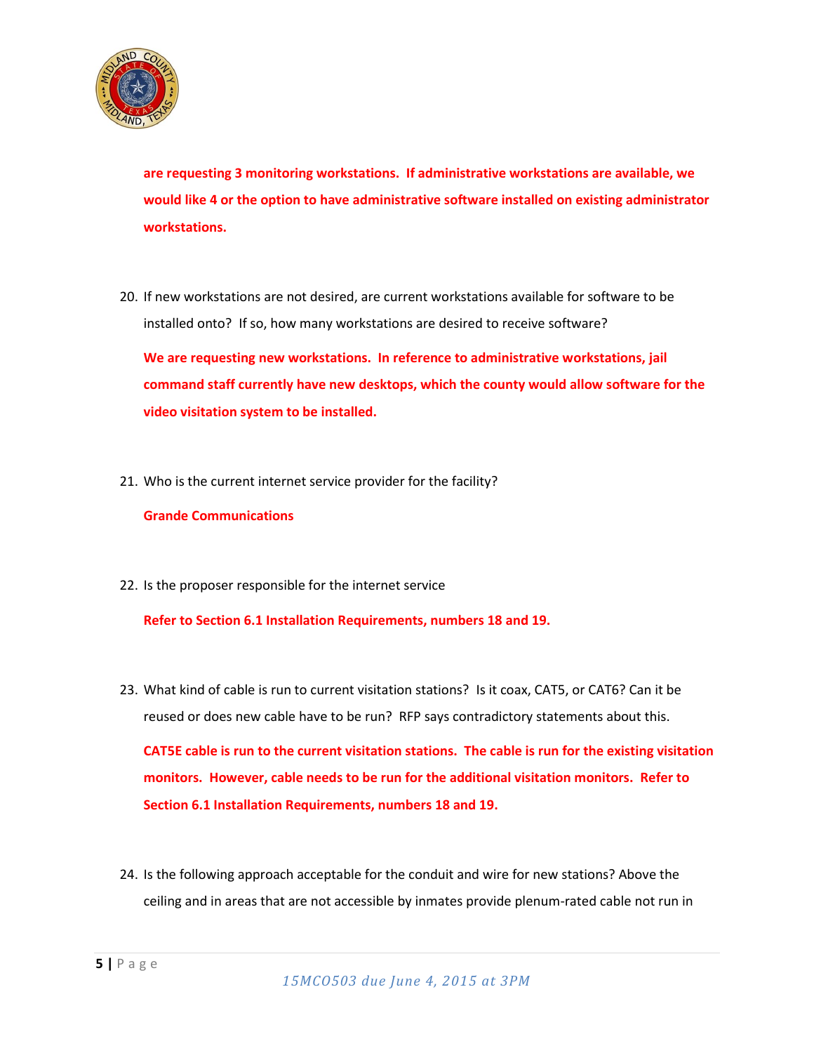**are requesting 3 monitoring workstations. If administrative workstations are available, we would like 4 or the option to have administrative software installed on existing administrator workstations.**

20. If new workstations are not desired, are current workstations available for software to be installed onto? If so, how many workstations are desired to receive software?

    **We are requesting new workstations. In reference to administrative workstations, jail command staff currently have new desktops, which the county would allow software for the video visitation system to be installed.**

21. Who is the current internet service provider for the facility?

    **Grande Communications**

22. Is the proposer responsible for the internet service

    **Refer to Section 6.1 Installation Requirements, numbers 18 and 19.**

23. What kind of cable is run to current visitation stations? Is it coax, CAT5, or CAT6? Can it be reused or does new cable have to be run? RFP says contradictory statements about this.

    **CAT5E cable is run to the current visitation stations. The cable is run for the existing visitation monitors. However, cable needs to be run for the additional visitation monitors. Refer to Section 6.1 Installation Requirements, numbers 18 and 19.**

24. Is the following approach acceptable for the conduit and wire for new stations? Above the ceiling and in areas that are not accessible by inmates provide plenum-rated cable not run in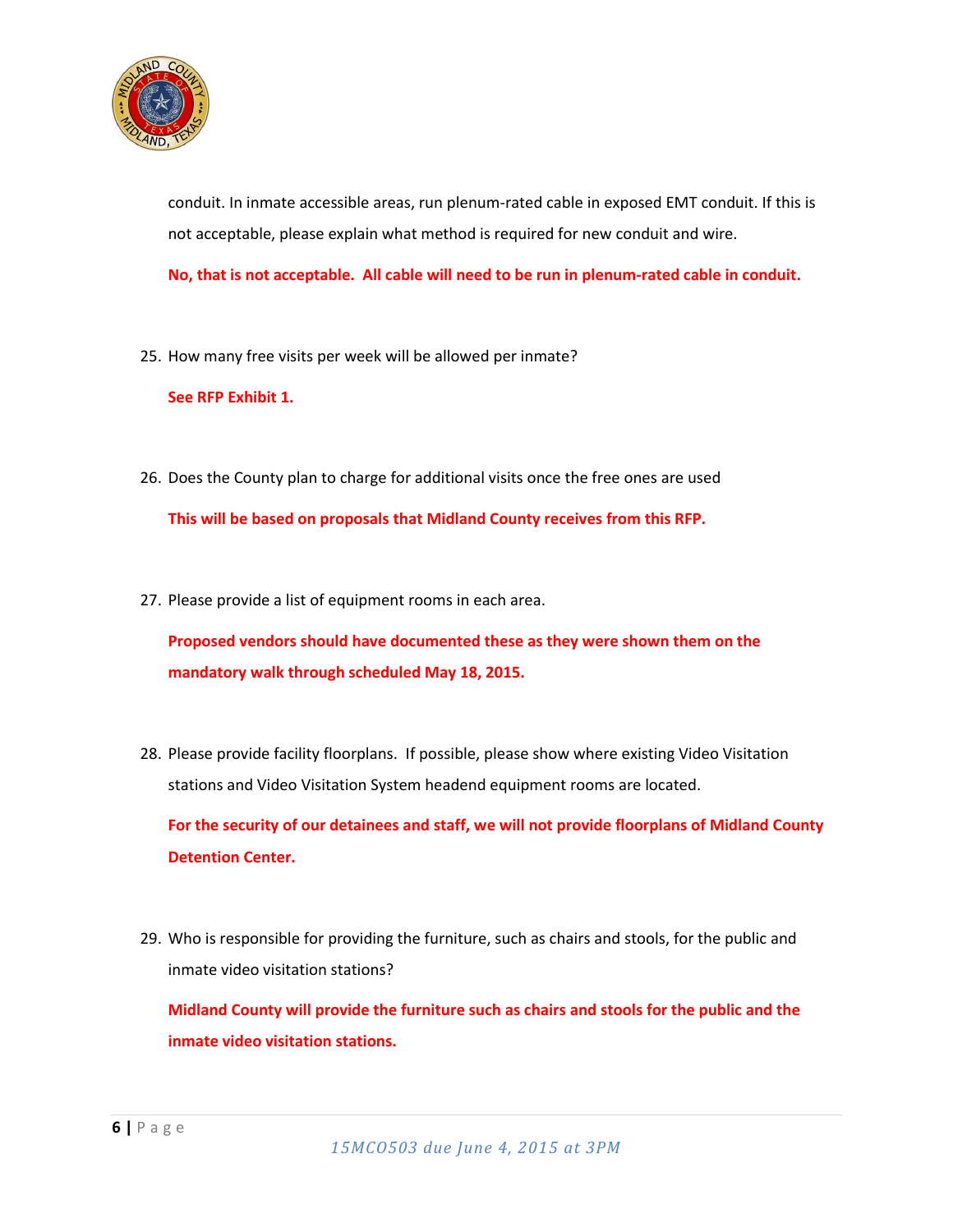conduit. In inmate accessible areas, run plenum-rated cable in exposed EMT conduit. If this is not acceptable, please explain what method is required for new conduit and wire.

**No, that is not acceptable. All cable will need to be run in plenum-rated cable in conduit.**

25. How many free visits per week will be allowed per inmate?

    **See RFP Exhibit 1.**

26. Does the County plan to charge for additional visits once the free ones are used

    **This will be based on proposals that Midland County receives from this RFP.**

27. Please provide a list of equipment rooms in each area.

    **Proposed vendors should have documented these as they were shown them on the mandatory walk through scheduled May 18, 2015.**

28. Please provide facility floorplans. If possible, please show where existing Video Visitation stations and Video Visitation System headend equipment rooms are located.

    **For the security of our detainees and staff, we will not provide floorplans of Midland County Detention Center.**

29. Who is responsible for providing the furniture, such as chairs and stools, for the public and inmate video visitation stations?

    **Midland County will provide the furniture such as chairs and stools for the public and the inmate video visitation stations.**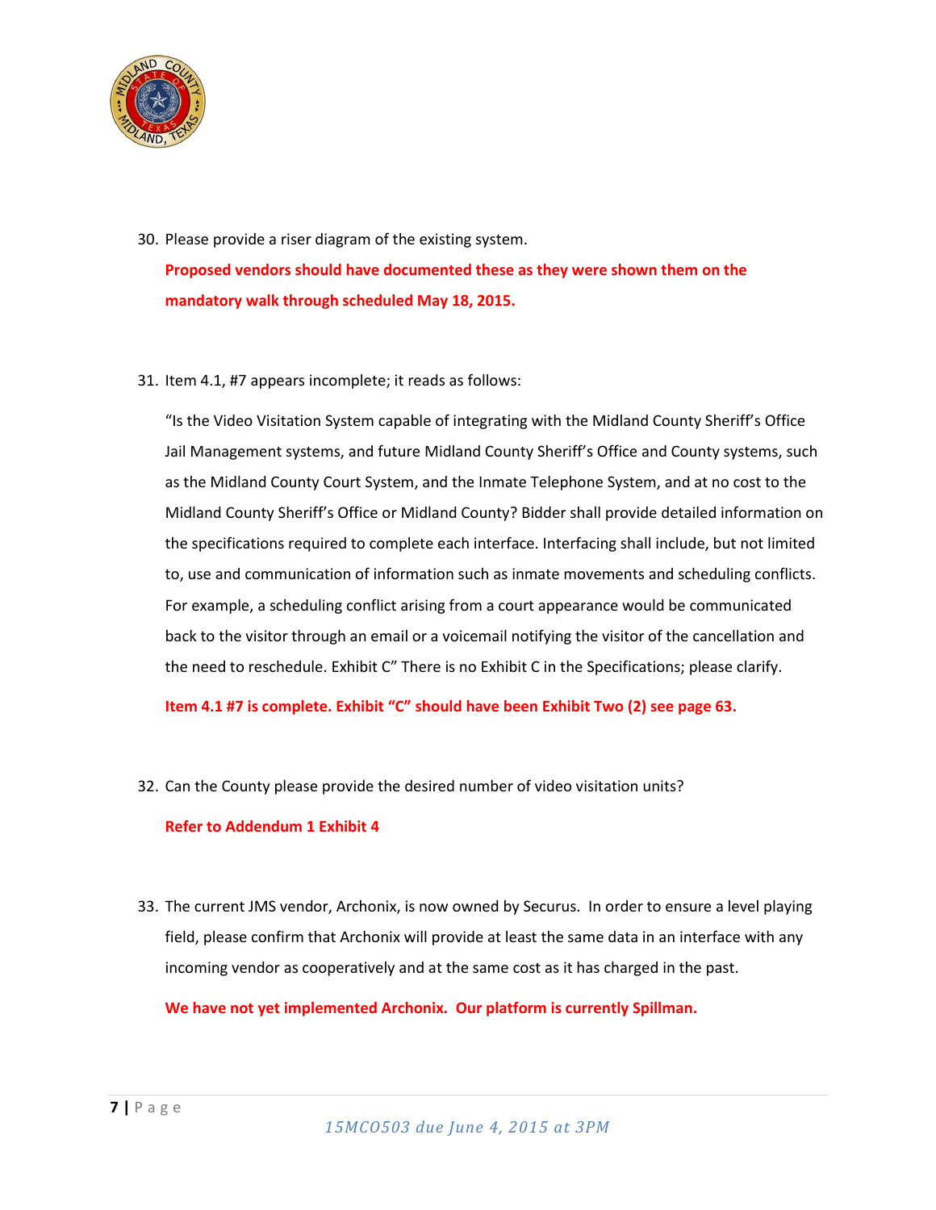30. Please provide a riser diagram of the existing system.

    **Proposed vendors should have documented these as they were shown them on the mandatory walk through scheduled May 18, 2015.**

31. Item 4.1, #7 appears incomplete; it reads as follows:

    "Is the Video Visitation System capable of integrating with the Midland County Sheriff's Office Jail Management systems, and future Midland County Sheriff's Office and County systems, such as the Midland County Court System, and the Inmate Telephone System, and at no cost to the Midland County Sheriff's Office or Midland County? Bidder shall provide detailed information on the specifications required to complete each interface. Interfacing shall include, but not limited to, use and communication of information such as inmate movements and scheduling conflicts. For example, a scheduling conflict arising from a court appearance would be communicated back to the visitor through an email or a voicemail notifying the visitor of the cancellation and the need to reschedule. Exhibit C" There is no Exhibit C in the Specifications; please clarify.

    **Item 4.1 #7 is complete. Exhibit "C" should have been Exhibit Two (2) see page 63.**

32. Can the County please provide the desired number of video visitation units?

    **Refer to Addendum 1 Exhibit 4**

33. The current JMS vendor, Archonix, is now owned by Securus. In order to ensure a level playing field, please confirm that Archonix will provide at least the same data in an interface with any incoming vendor as cooperatively and at the same cost as it has charged in the past.

    **We have not yet implemented Archonix. Our platform is currently Spillman.**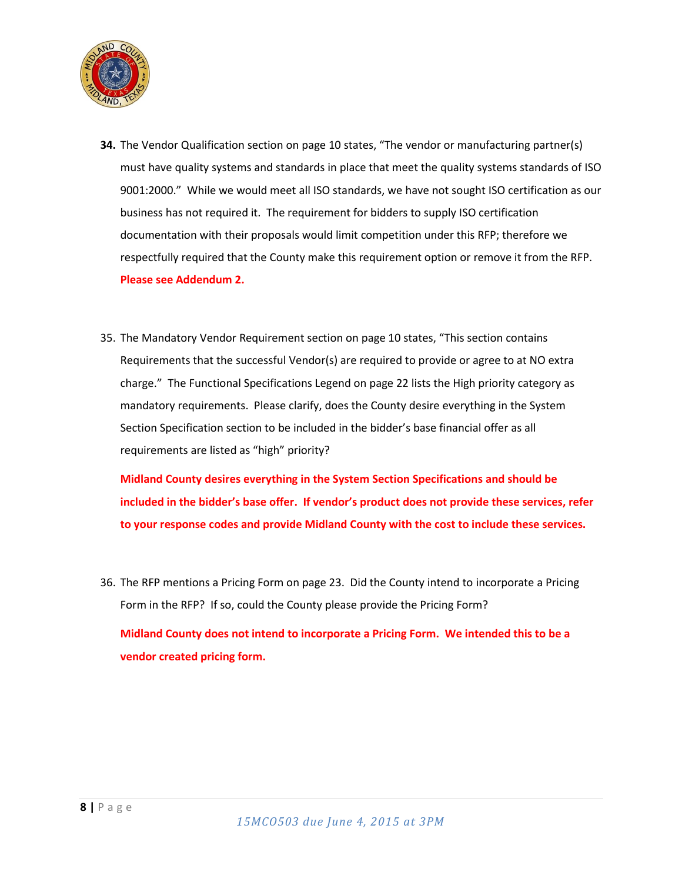**34.** The Vendor Qualification section on page 10 states, "The vendor or manufacturing partner(s) must have quality systems and standards in place that meet the quality systems standards of ISO 9001:2000." While we would meet all ISO standards, we have not sought ISO certification as our business has not required it. The requirement for bidders to supply ISO certification documentation with their proposals would limit competition under this RFP; therefore we respectfully required that the County make this requirement option or remove it from the RFP.

**Please see Addendum 2.**

35. The Mandatory Vendor Requirement section on page 10 states, "This section contains Requirements that the successful Vendor(s) are required to provide or agree to at NO extra charge." The Functional Specifications Legend on page 22 lists the High priority category as mandatory requirements. Please clarify, does the County desire everything in the System Section Specification section to be included in the bidder's base financial offer as all requirements are listed as "high" priority?

**Midland County desires everything in the System Section Specifications and should be included in the bidder's base offer. If vendor's product does not provide these services, refer to your response codes and provide Midland County with the cost to include these services.**

36. The RFP mentions a Pricing Form on page 23. Did the County intend to incorporate a Pricing Form in the RFP? If so, could the County please provide the Pricing Form?

**Midland County does not intend to incorporate a Pricing Form. We intended this to be a vendor created pricing form.**